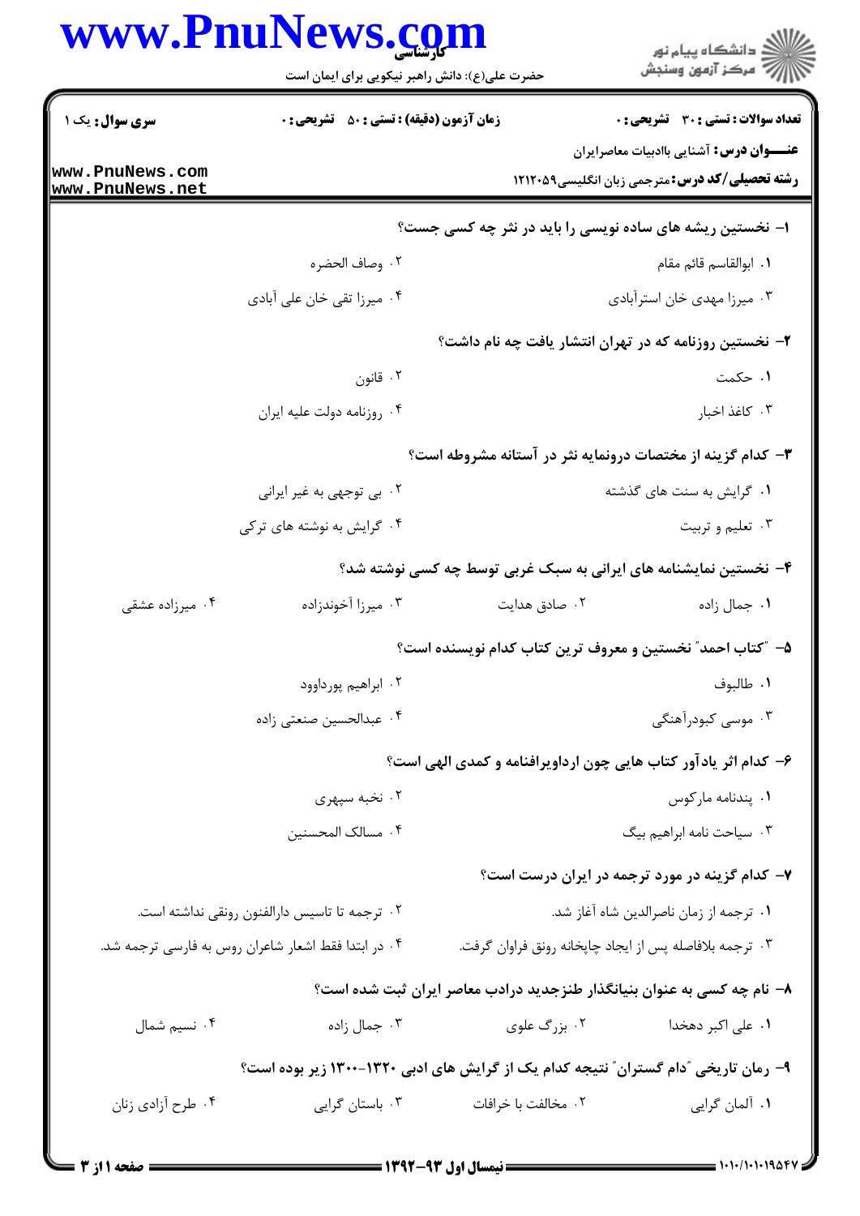**سری سوال:** یک ۱

**زمان آزمون (دقیقه) : تستی : ۵۰ تشریحی : ۰**

**تعداد سوالات : تستی : ۳۰ تشریحی : ۰**

**عنـــوان درس:** آشنایی باادبیات معاصرایران

**رشته تحصیلی/کد درس:** مترجمی زبان انگلیسی۱۲۱۲۰۵۹

۱- نخستین ریشه های ساده نویسی را باید در نثر چه کسی جست؟

۱. ابوالقاسم قائم مقام
۲. وصاف الحضره
۳. میرزا مهدی خان استرآبادی
۴. میرزا تقی خان علی آبادی

۲- نخستین روزنامه که در تهران انتشار یافت چه نام داشت؟

۱. حکمت
۲. قانون
۳. کاغذ اخبار
۴. روزنامه دولت علیه ایران

۳- کدام گزینه از مختصات درونمایه نثر در آستانه مشروطه است؟

۱. گرایش به سنت های گذشته
۲. بی توجهی به غیر ایرانی
۳. تعلیم و تربیت
۴. گرایش به نوشته های ترکی

۴- نخستین نمایشنامه های ایرانی به سبک غربی توسط چه کسی نوشته شد؟

۱. جمال زاده
۲. صادق هدایت
۳. میرزا آخوندزاده
۴. میرزاده عشقی

۵- "کتاب احمد" نخستین و معروف ترین کتاب کدام نویسنده است؟

۱. طالبوف
۲. ابراهیم پورداوود
۳. موسی کبودرآهنگی
۴. عبدالحسین صنعتی زاده

۶- کدام اثر یادآور کتاب هایی چون ارداویرافنامه و کمدی الهی است؟

۱. پندنامه مارکوس
۲. نخبه سپهری
۳. سیاحت نامه ابراهیم بیگ
۴. مسالک المحسنین

۷- کدام گزینه در مورد ترجمه در ایران درست است؟

۱. ترجمه از زمان ناصرالدین شاه آغاز شد.
۲. ترجمه تا تاسیس دارالفنون رونقی نداشته است.
۳. ترجمه بلافاصله پس از ایجاد چاپخانه رونق فراوان گرفت.
۴. در ابتدا فقط اشعار شاعران روس به فارسی ترجمه شد.

۸- نام چه کسی به عنوان بنیانگذار طنزجدید درادب معاصر ایران ثبت شده است؟

۱. علی اکبر دهخدا
۲. بزرگ علوی
۳. جمال زاده
۴. نسیم شمال

۹- رمان تاریخی "دام گستران" نتیجه کدام یک از گرایش های ادبی ۱۳۲۰-۱۳۰۰ زیر بوده است؟

۱. آلمان گرایی
۲. مخالفت با خرافات
۳. باستان گرایی
۴. طرح آزادی زنان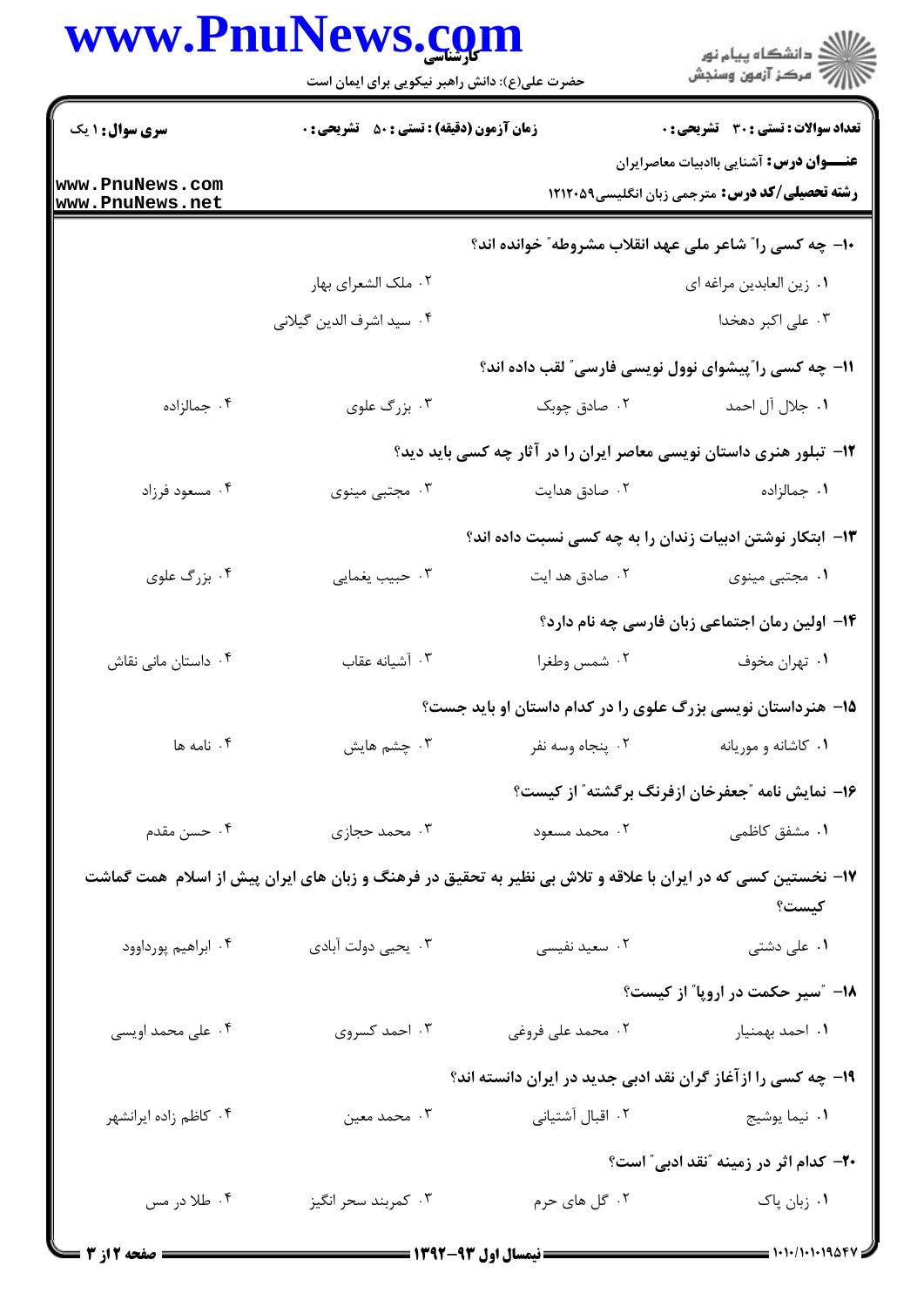**سری سوال:** ۱ یک

**زمان آزمون (دقیقه) : تستی :** ۵۰ **تشریحی :** ۰

**تعداد سوالات : تستی :** ۳۰ **تشریحی :** ۰

**عنـــوان درس:** آشنایی باادبیات معاصرایران

**رشته تحصیلی/کد درس:** مترجمی زبان انگلیسی۱۲۱۲۰۵۹

۱۰- چه کسی را" شاعر ملی عهد انقلاب مشروطه" خوانده اند؟

۱. زین العابدین مراغه ای
۲. ملک الشعرای بهار
۳. علی اکبر دهخدا
۴. سید اشرف الدین گیلانی

۱۱- چه کسی را"پیشوای نوول نویسی فارسی" لقب داده اند؟

۱. جلال آل احمد
۲. صادق چوبک
۳. بزرگ علوی
۴. جمالزاده

۱۲- تبلور هنری داستان نویسی معاصر ایران را در آثار چه کسی باید دید؟

۱. جمالزاده
۲. صادق هدایت
۳. مجتبی مینوی
۴. مسعود فرزاد

۱۳- ابتکار نوشتن ادبیات زندان را به چه کسی نسبت داده اند؟

۱. مجتبی مینوی
۲. صادق هد ایت
۳. حبیب یغمایی
۴. بزرگ علوی

۱۴- اولین رمان اجتماعی زبان فارسی چه نام دارد؟

۱. تهران مخوف
۲. شمس وطغرا
۳. آشیانه عقاب
۴. داستان مانی نقاش

۱۵- هنرداستان نویسی بزرگ علوی را در کدام داستان او باید جست؟

۱. کاشانه و موریانه
۲. پنجاه وسه نفر
۳. چشم هایش
۴. نامه ها

۱۶- نمایش نامه "جعفرخان ازفرنگ برگشته" از کیست؟

۱. مشفق کاظمی
۲. محمد مسعود
۳. محمد حجازی
۴. حسن مقدم

۱۷- نخستین کسی که در ایران با علاقه و تلاش بی نظیر به تحقیق در فرهنگ و زبان های ایران پیش از اسلام همت گماشت کیست؟

۱. علی دشتی
۲. سعید نفیسی
۳. یحیی دولت آبادی
۴. ابراهیم پورداوود

۱۸- "سیر حکمت در اروپا" از کیست؟

۱. احمد بهمنیار
۲. محمد علی فروغی
۳. احمد کسروی
۴. علی محمد اویسی

۱۹- چه کسی را ازآغاز گران نقد ادبی جدید در ایران دانسته اند؟

۱. نیما یوشیج
۲. اقبال آشتیانی
۳. محمد معین
۴. کاظم زاده ایرانشهر

۲۰- کدام اثر در زمینه "نقد ادبی" است؟

۱. زبان پاک
۲. گل های حرم
۳. کمربند سحر انگیز
۴. طلا در مس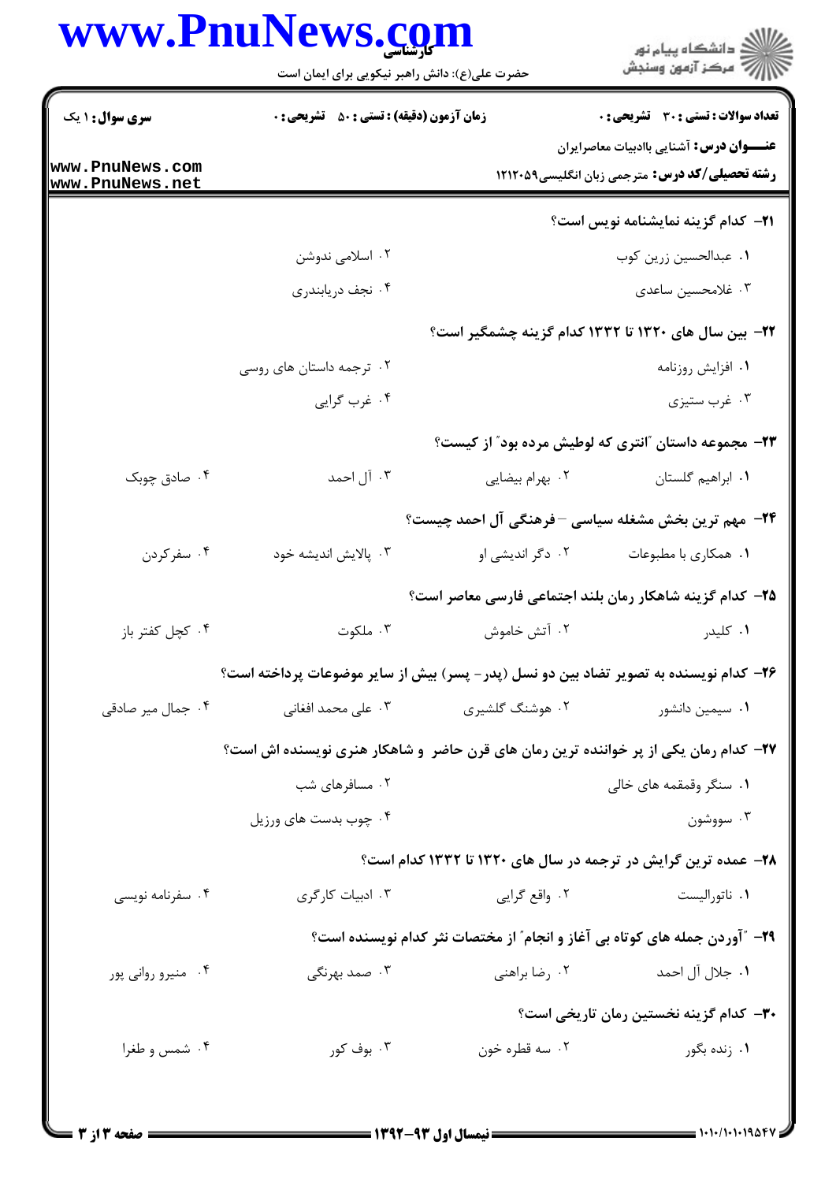سری سوال: ۱ یک

زمان آزمون (دقیقه) : تستی : ۵۰ تشریحی : ۰

تعداد سوالات : تستی : ۳۰ تشریحی : ۰

**عنـــوان درس:** آشنایی باادبیات معاصرایران

**رشته تحصیلی/کد درس:** مترجمی زبان انگلیسی۱۲۱۲۰۵۹

**۲۱- کدام گزینه نمایشنامه نویس است؟**

۱. عبدالحسین زرین کوب
۲. اسلامی ندوشن
۳. غلامحسین ساعدی
۴. نجف دریابندری

**۲۲- بین سال های ۱۳۲۰ تا ۱۳۳۲ کدام گزینه چشمگیر است؟**

۱. افزایش روزنامه
۲. ترجمه داستان های روسی
۳. غرب ستیزی
۴. غرب گرایی

**۲۳- مجموعه داستان "انتری که لوطیش مرده بود" از کیست؟**

۱. ابراهیم گلستان
۲. بهرام بیضایی
۳. آل احمد
۴. صادق چوبک

**۲۴- مهم ترین بخش مشغله سیاسی – فرهنگی آل احمد چیست؟**

۱. همکاری با مطبوعات
۲. دگر اندیشی او
۳. پالایش اندیشه خود
۴. سفرکردن

**۲۵- کدام گزینه شاهکار رمان بلند اجتماعی فارسی معاصر است؟**

۱. کلیدر
۲. آتش خاموش
۳. ملکوت
۴. کچل کفتر باز

**۲۶- کدام نویسنده به تصویر تضاد بین دو نسل (پدر- پسر) بیش از سایر موضوعات پرداخته است؟**

۱. سیمین دانشور
۲. هوشنگ گلشیری
۳. علی محمد افغانی
۴. جمال میر صادقی

**۲۷- کدام رمان یکی از پر خواننده ترین رمان های قرن حاضر و شاهکار هنری نویسنده اش است؟**

۱. سنگر وقمقمه های خالی
۲. مسافرهای شب
۳. سووشون
۴. چوب بدست های ورزیل

**۲۸- عمده ترین گرایش در ترجمه در سال های ۱۳۲۰ تا ۱۳۳۲ کدام است؟**

۱. ناتورالیست
۲. واقع گرایی
۳. ادبیات کارگری
۴. سفرنامه نویسی

**۲۹- "آوردن جمله های کوتاه بی آغاز و انجام" از مختصات نثر کدام نویسنده است؟**

۱. جلال آل احمد
۲. رضا براهنی
۳. صمد بهرنگی
۴. منیرو روانی پور

**۳۰- کدام گزینه نخستین رمان تاریخی است؟**

۱. زنده بگور
۲. سه قطره خون
۳. بوف کور
۴. شمس و طغرا